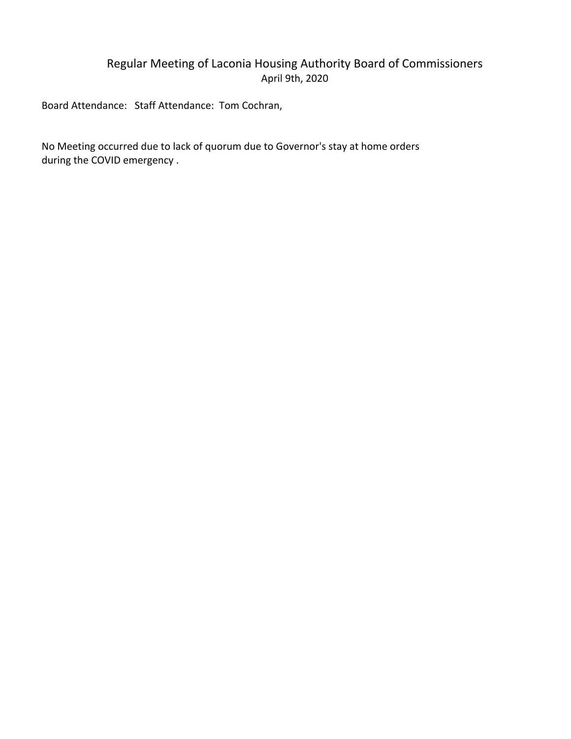# Regular Meeting of Laconia Housing Authority Board of Commissioners

April 9th, 2020

Board Attendance: Staff Attendance: Tom Cochran,

No Meeting occurred due to lack of quorum due to Governor's stay at home orders during the COVID emergency .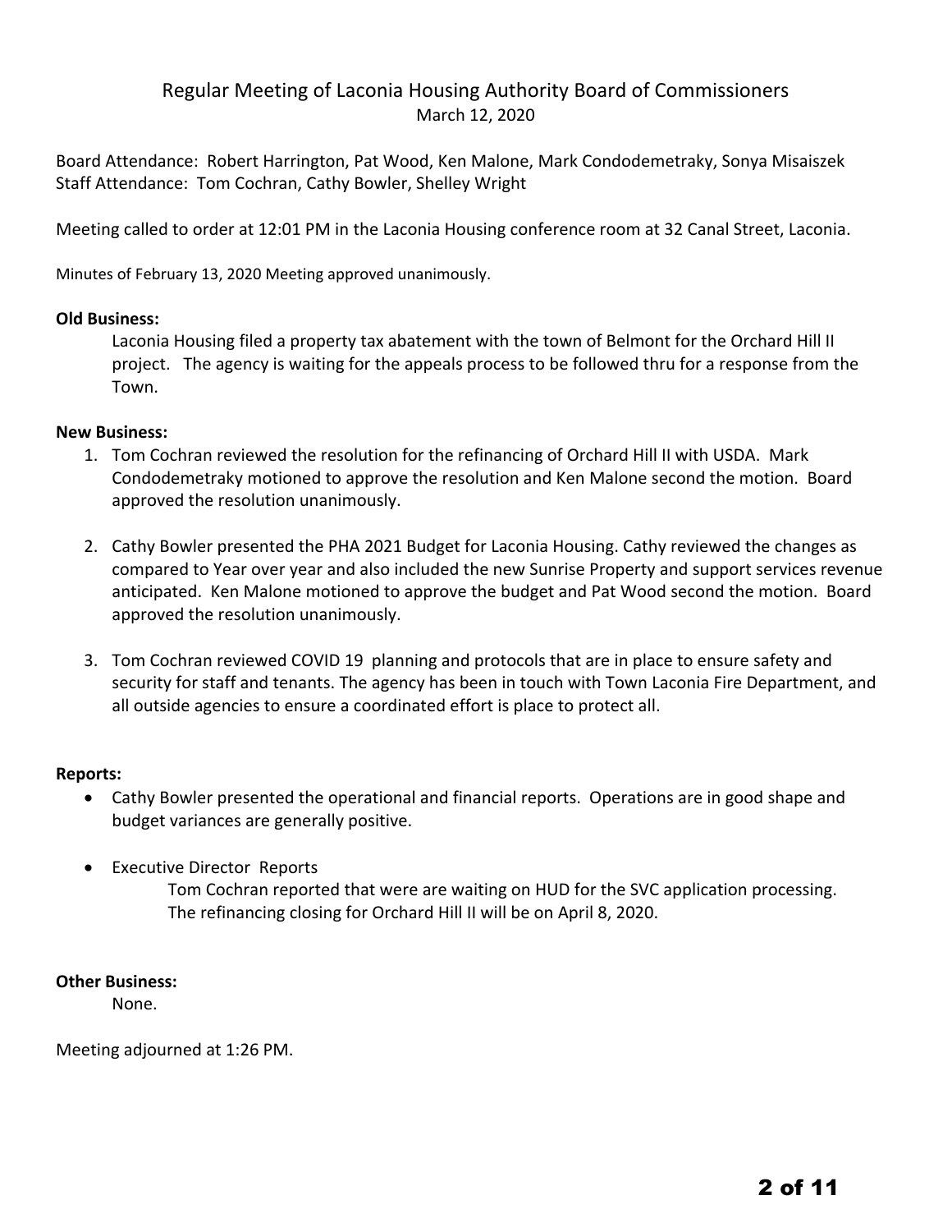# Regular Meeting of Laconia Housing Authority Board of Commissioners

March 12, 2020

Board Attendance: Robert Harrington, Pat Wood, Ken Malone, Mark Condodemetraky, Sonya Misaiszek
Staff Attendance: Tom Cochran, Cathy Bowler, Shelley Wright

Meeting called to order at 12:01 PM in the Laconia Housing conference room at 32 Canal Street, Laconia.

Minutes of February 13, 2020 Meeting approved unanimously.

**Old Business:**

Laconia Housing filed a property tax abatement with the town of Belmont for the Orchard Hill II project. The agency is waiting for the appeals process to be followed thru for a response from the Town.

**New Business:**

1. Tom Cochran reviewed the resolution for the refinancing of Orchard Hill II with USDA. Mark Condodemetraky motioned to approve the resolution and Ken Malone second the motion. Board approved the resolution unanimously.

2. Cathy Bowler presented the PHA 2021 Budget for Laconia Housing. Cathy reviewed the changes as compared to Year over year and also included the new Sunrise Property and support services revenue anticipated. Ken Malone motioned to approve the budget and Pat Wood second the motion. Board approved the resolution unanimously.

3. Tom Cochran reviewed COVID 19 planning and protocols that are in place to ensure safety and security for staff and tenants. The agency has been in touch with Town Laconia Fire Department, and all outside agencies to ensure a coordinated effort is place to protect all.

**Reports:**

- Cathy Bowler presented the operational and financial reports. Operations are in good shape and budget variances are generally positive.

- Executive Director Reports

  Tom Cochran reported that were are waiting on HUD for the SVC application processing. The refinancing closing for Orchard Hill II will be on April 8, 2020.

**Other Business:**

None.

Meeting adjourned at 1:26 PM.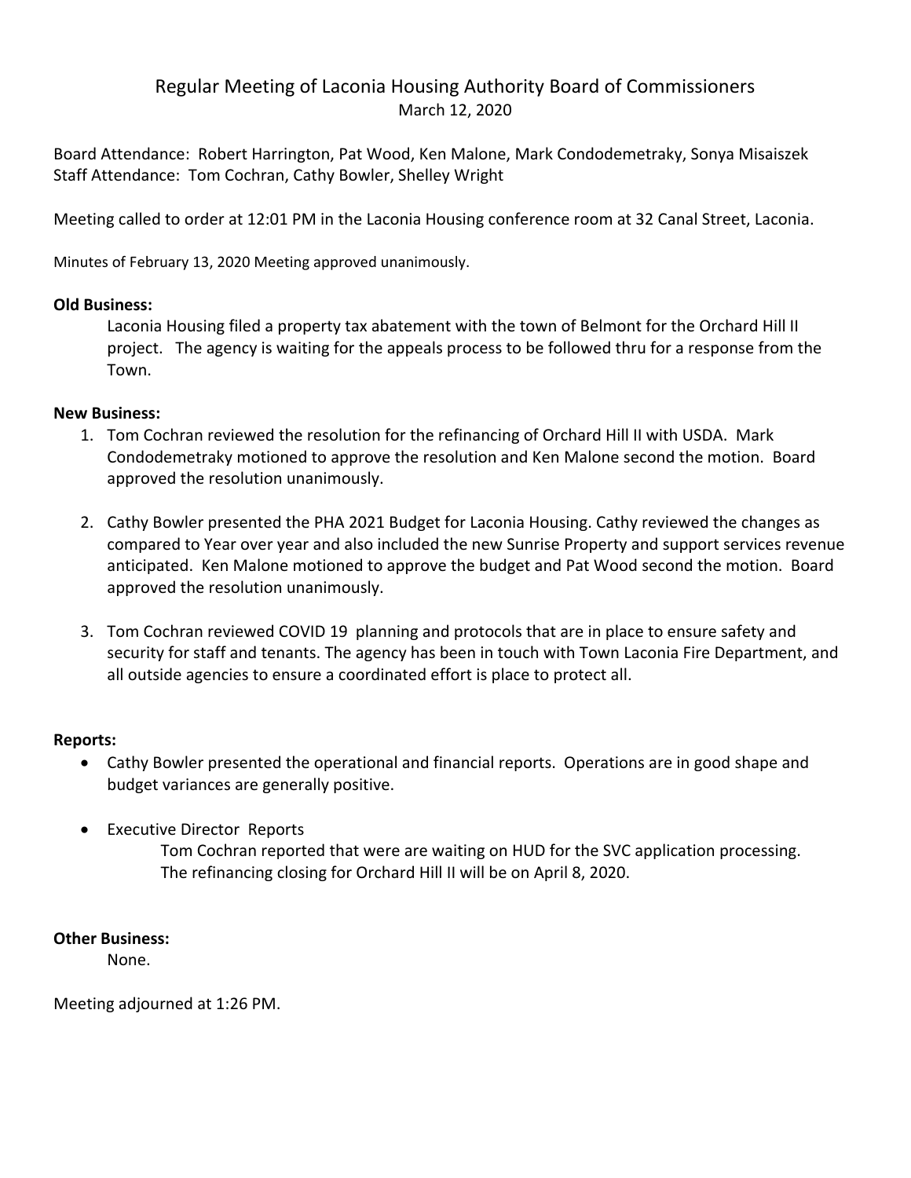# Regular Meeting of Laconia Housing Authority Board of Commissioners

March 12, 2020

Board Attendance: Robert Harrington, Pat Wood, Ken Malone, Mark Condodemetraky, Sonya Misaiszek
Staff Attendance: Tom Cochran, Cathy Bowler, Shelley Wright

Meeting called to order at 12:01 PM in the Laconia Housing conference room at 32 Canal Street, Laconia.

Minutes of February 13, 2020 Meeting approved unanimously.

**Old Business:**

Laconia Housing filed a property tax abatement with the town of Belmont for the Orchard Hill II project. The agency is waiting for the appeals process to be followed thru for a response from the Town.

**New Business:**

1. Tom Cochran reviewed the resolution for the refinancing of Orchard Hill II with USDA. Mark Condodemetraky motioned to approve the resolution and Ken Malone second the motion. Board approved the resolution unanimously.

2. Cathy Bowler presented the PHA 2021 Budget for Laconia Housing. Cathy reviewed the changes as compared to Year over year and also included the new Sunrise Property and support services revenue anticipated. Ken Malone motioned to approve the budget and Pat Wood second the motion. Board approved the resolution unanimously.

3. Tom Cochran reviewed COVID 19 planning and protocols that are in place to ensure safety and security for staff and tenants. The agency has been in touch with Town Laconia Fire Department, and all outside agencies to ensure a coordinated effort is place to protect all.

**Reports:**

- Cathy Bowler presented the operational and financial reports. Operations are in good shape and budget variances are generally positive.

- Executive Director Reports

  Tom Cochran reported that were are waiting on HUD for the SVC application processing. The refinancing closing for Orchard Hill II will be on April 8, 2020.

**Other Business:**

None.

Meeting adjourned at 1:26 PM.